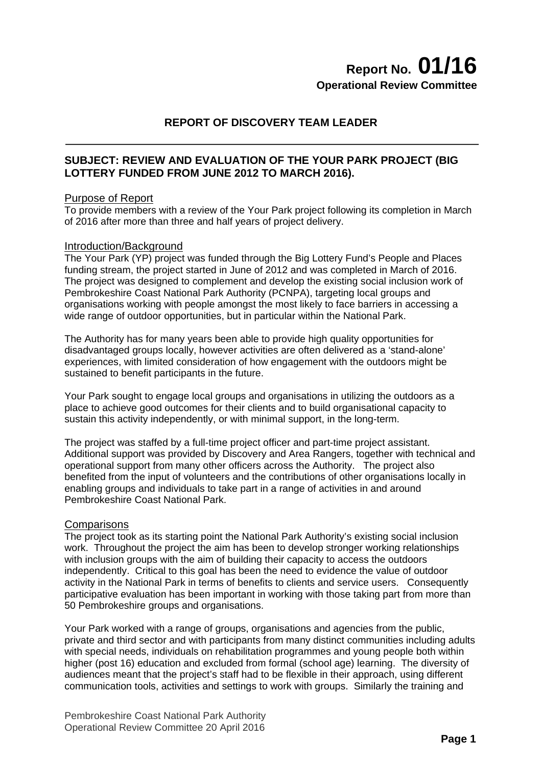**Report No. 01/16**
**Operational Review Committee**

## REPORT OF DISCOVERY TEAM LEADER

### SUBJECT: REVIEW AND EVALUATION OF THE YOUR PARK PROJECT (BIG LOTTERY FUNDED FROM JUNE 2012 TO MARCH 2016).

Purpose of Report

To provide members with a review of the Your Park project following its completion in March of 2016 after more than three and half years of project delivery.

Introduction/Background

The Your Park (YP) project was funded through the Big Lottery Fund's People and Places funding stream, the project started in June of 2012 and was completed in March of 2016. The project was designed to complement and develop the existing social inclusion work of Pembrokeshire Coast National Park Authority (PCNPA), targeting local groups and organisations working with people amongst the most likely to face barriers in accessing a wide range of outdoor opportunities, but in particular within the National Park.

The Authority has for many years been able to provide high quality opportunities for disadvantaged groups locally, however activities are often delivered as a 'stand-alone' experiences, with limited consideration of how engagement with the outdoors might be sustained to benefit participants in the future.

Your Park sought to engage local groups and organisations in utilizing the outdoors as a place to achieve good outcomes for their clients and to build organisational capacity to sustain this activity independently, or with minimal support, in the long-term.

The project was staffed by a full-time project officer and part-time project assistant. Additional support was provided by Discovery and Area Rangers, together with technical and operational support from many other officers across the Authority. The project also benefited from the input of volunteers and the contributions of other organisations locally in enabling groups and individuals to take part in a range of activities in and around Pembrokeshire Coast National Park.

Comparisons

The project took as its starting point the National Park Authority's existing social inclusion work. Throughout the project the aim has been to develop stronger working relationships with inclusion groups with the aim of building their capacity to access the outdoors independently. Critical to this goal has been the need to evidence the value of outdoor activity in the National Park in terms of benefits to clients and service users. Consequently participative evaluation has been important in working with those taking part from more than 50 Pembrokeshire groups and organisations.

Your Park worked with a range of groups, organisations and agencies from the public, private and third sector and with participants from many distinct communities including adults with special needs, individuals on rehabilitation programmes and young people both within higher (post 16) education and excluded from formal (school age) learning. The diversity of audiences meant that the project's staff had to be flexible in their approach, using different communication tools, activities and settings to work with groups. Similarly the training and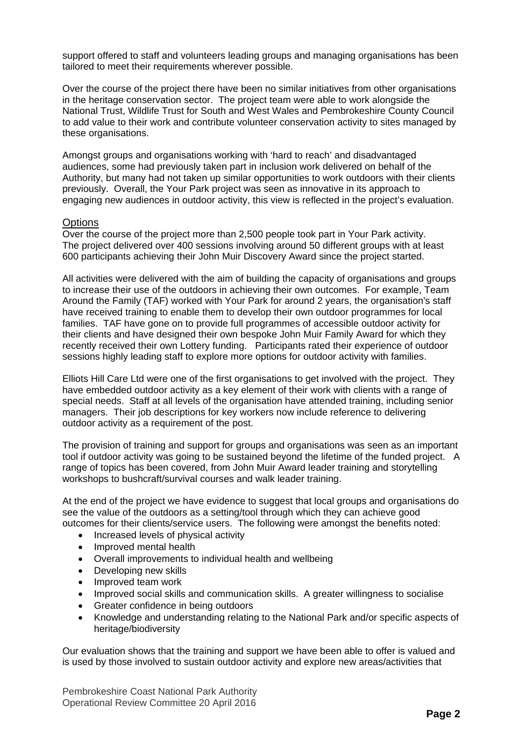support offered to staff and volunteers leading groups and managing organisations has been tailored to meet their requirements wherever possible.

Over the course of the project there have been no similar initiatives from other organisations in the heritage conservation sector. The project team were able to work alongside the National Trust, Wildlife Trust for South and West Wales and Pembrokeshire County Council to add value to their work and contribute volunteer conservation activity to sites managed by these organisations.

Amongst groups and organisations working with 'hard to reach' and disadvantaged audiences, some had previously taken part in inclusion work delivered on behalf of the Authority, but many had not taken up similar opportunities to work outdoors with their clients previously. Overall, the Your Park project was seen as innovative in its approach to engaging new audiences in outdoor activity, this view is reflected in the project's evaluation.

## Options

Over the course of the project more than 2,500 people took part in Your Park activity. The project delivered over 400 sessions involving around 50 different groups with at least 600 participants achieving their John Muir Discovery Award since the project started.

All activities were delivered with the aim of building the capacity of organisations and groups to increase their use of the outdoors in achieving their own outcomes. For example, Team Around the Family (TAF) worked with Your Park for around 2 years, the organisation's staff have received training to enable them to develop their own outdoor programmes for local families. TAF have gone on to provide full programmes of accessible outdoor activity for their clients and have designed their own bespoke John Muir Family Award for which they recently received their own Lottery funding. Participants rated their experience of outdoor sessions highly leading staff to explore more options for outdoor activity with families.

Elliots Hill Care Ltd were one of the first organisations to get involved with the project. They have embedded outdoor activity as a key element of their work with clients with a range of special needs. Staff at all levels of the organisation have attended training, including senior managers. Their job descriptions for key workers now include reference to delivering outdoor activity as a requirement of the post.

The provision of training and support for groups and organisations was seen as an important tool if outdoor activity was going to be sustained beyond the lifetime of the funded project. A range of topics has been covered, from John Muir Award leader training and storytelling workshops to bushcraft/survival courses and walk leader training.

At the end of the project we have evidence to suggest that local groups and organisations do see the value of the outdoors as a setting/tool through which they can achieve good outcomes for their clients/service users. The following were amongst the benefits noted:

- Increased levels of physical activity
- Improved mental health
- Overall improvements to individual health and wellbeing
- Developing new skills
- Improved team work
- Improved social skills and communication skills. A greater willingness to socialise
- Greater confidence in being outdoors
- Knowledge and understanding relating to the National Park and/or specific aspects of heritage/biodiversity

Our evaluation shows that the training and support we have been able to offer is valued and is used by those involved to sustain outdoor activity and explore new areas/activities that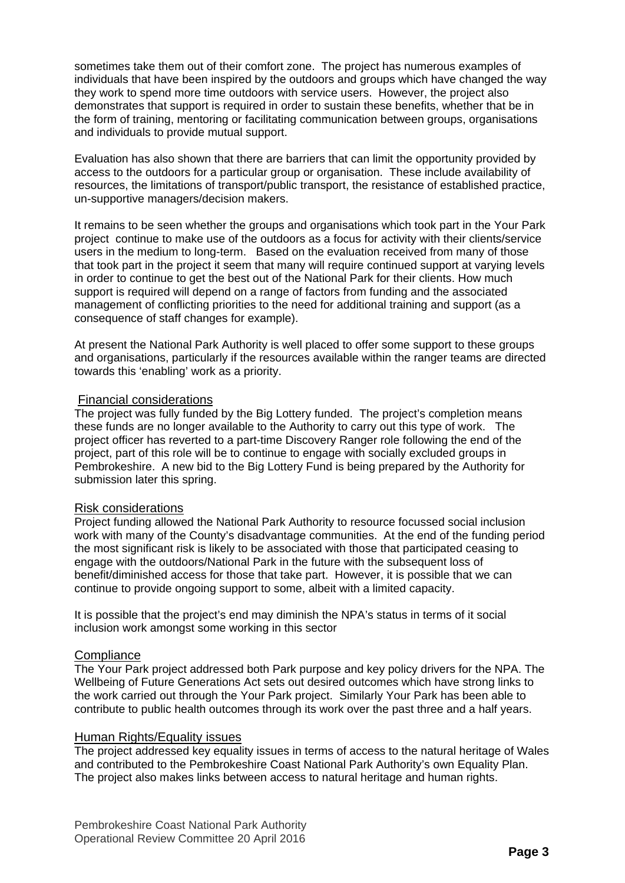sometimes take them out of their comfort zone. The project has numerous examples of individuals that have been inspired by the outdoors and groups which have changed the way they work to spend more time outdoors with service users. However, the project also demonstrates that support is required in order to sustain these benefits, whether that be in the form of training, mentoring or facilitating communication between groups, organisations and individuals to provide mutual support.

Evaluation has also shown that there are barriers that can limit the opportunity provided by access to the outdoors for a particular group or organisation. These include availability of resources, the limitations of transport/public transport, the resistance of established practice, un-supportive managers/decision makers.

It remains to be seen whether the groups and organisations which took part in the Your Park project continue to make use of the outdoors as a focus for activity with their clients/service users in the medium to long-term. Based on the evaluation received from many of those that took part in the project it seem that many will require continued support at varying levels in order to continue to get the best out of the National Park for their clients. How much support is required will depend on a range of factors from funding and the associated management of conflicting priorities to the need for additional training and support (as a consequence of staff changes for example).

At present the National Park Authority is well placed to offer some support to these groups and organisations, particularly if the resources available within the ranger teams are directed towards this 'enabling' work as a priority.

## Financial considerations

The project was fully funded by the Big Lottery funded. The project's completion means these funds are no longer available to the Authority to carry out this type of work. The project officer has reverted to a part-time Discovery Ranger role following the end of the project, part of this role will be to continue to engage with socially excluded groups in Pembrokeshire. A new bid to the Big Lottery Fund is being prepared by the Authority for submission later this spring.

## Risk considerations

Project funding allowed the National Park Authority to resource focussed social inclusion work with many of the County's disadvantage communities. At the end of the funding period the most significant risk is likely to be associated with those that participated ceasing to engage with the outdoors/National Park in the future with the subsequent loss of benefit/diminished access for those that take part. However, it is possible that we can continue to provide ongoing support to some, albeit with a limited capacity.

It is possible that the project's end may diminish the NPA's status in terms of it social inclusion work amongst some working in this sector

## Compliance

The Your Park project addressed both Park purpose and key policy drivers for the NPA. The Wellbeing of Future Generations Act sets out desired outcomes which have strong links to the work carried out through the Your Park project. Similarly Your Park has been able to contribute to public health outcomes through its work over the past three and a half years.

## Human Rights/Equality issues

The project addressed key equality issues in terms of access to the natural heritage of Wales and contributed to the Pembrokeshire Coast National Park Authority's own Equality Plan. The project also makes links between access to natural heritage and human rights.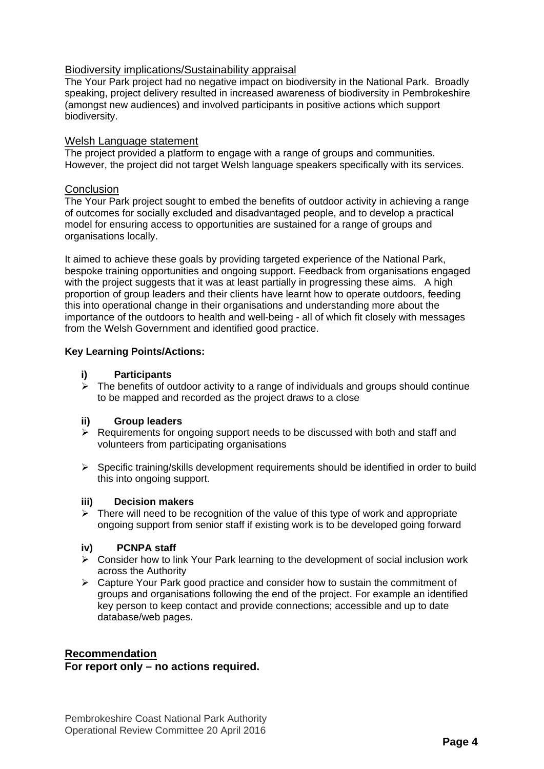## Biodiversity implications/Sustainability appraisal

The Your Park project had no negative impact on biodiversity in the National Park. Broadly speaking, project delivery resulted in increased awareness of biodiversity in Pembrokeshire (amongst new audiences) and involved participants in positive actions which support biodiversity.

## Welsh Language statement

The project provided a platform to engage with a range of groups and communities. However, the project did not target Welsh language speakers specifically with its services.

## Conclusion

The Your Park project sought to embed the benefits of outdoor activity in achieving a range of outcomes for socially excluded and disadvantaged people, and to develop a practical model for ensuring access to opportunities are sustained for a range of groups and organisations locally.

It aimed to achieve these goals by providing targeted experience of the National Park, bespoke training opportunities and ongoing support. Feedback from organisations engaged with the project suggests that it was at least partially in progressing these aims. A high proportion of group leaders and their clients have learnt how to operate outdoors, feeding this into operational change in their organisations and understanding more about the importance of the outdoors to health and well-being - all of which fit closely with messages from the Welsh Government and identified good practice.

**Key Learning Points/Actions:**

**i) Participants**

- The benefits of outdoor activity to a range of individuals and groups should continue to be mapped and recorded as the project draws to a close

**ii) Group leaders**

- Requirements for ongoing support needs to be discussed with both and staff and volunteers from participating organisations
- Specific training/skills development requirements should be identified in order to build this into ongoing support.

**iii) Decision makers**

- There will need to be recognition of the value of this type of work and appropriate ongoing support from senior staff if existing work is to be developed going forward

**iv) PCNPA staff**

- Consider how to link Your Park learning to the development of social inclusion work across the Authority
- Capture Your Park good practice and consider how to sustain the commitment of groups and organisations following the end of the project. For example an identified key person to keep contact and provide connections; accessible and up to date database/web pages.

## Recommendation

**For report only – no actions required.**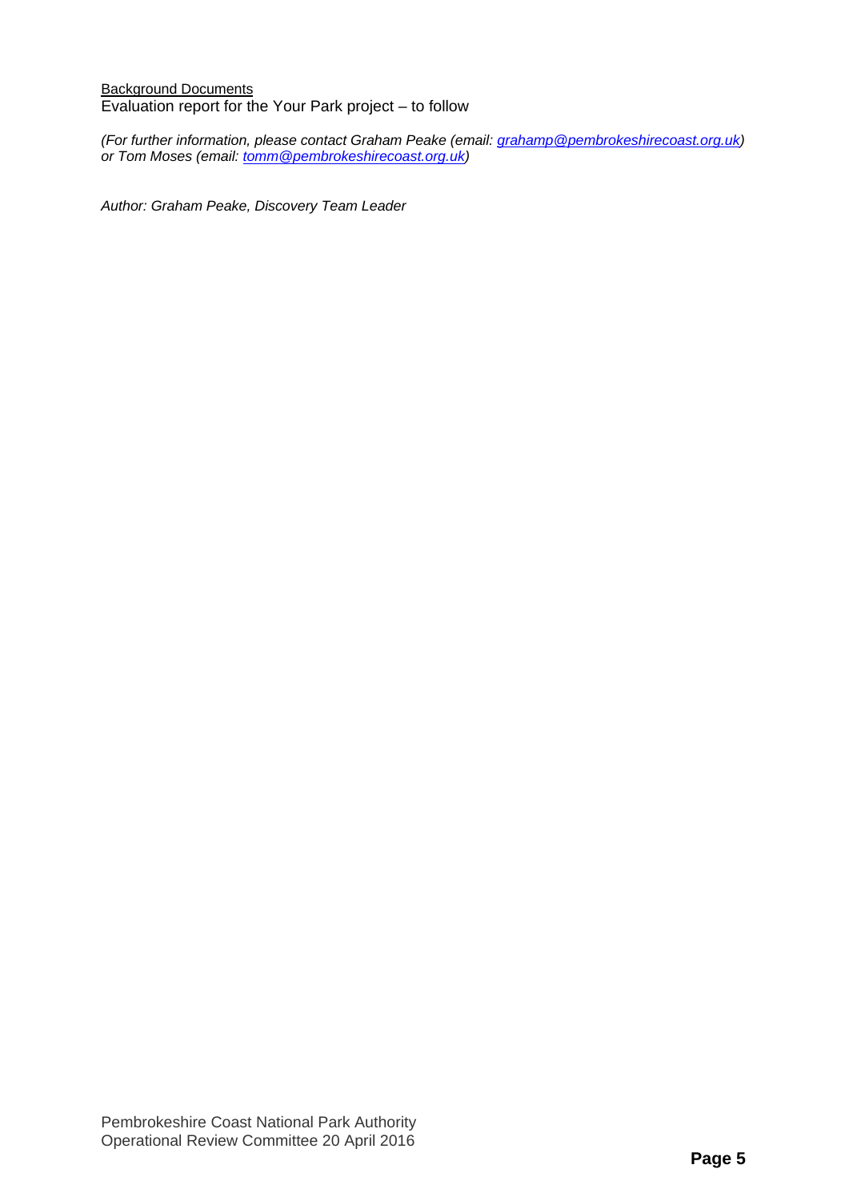Background Documents

Evaluation report for the Your Park project – to follow

*(For further information, please contact Graham Peake (email: grahamp@pembrokeshirecoast.org.uk) or Tom Moses (email: tomm@pembrokeshirecoast.org.uk)*

*Author: Graham Peake, Discovery Team Leader*